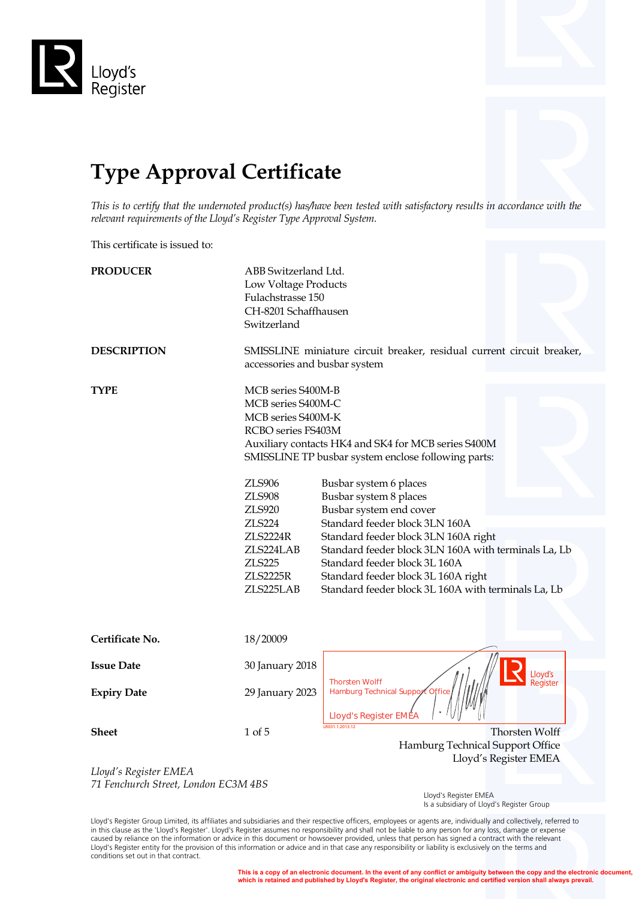Lloyd's Register

# Type Approval Certificate

*This is to certify that the undernoted product(s) has/have been tested with satisfactory results in accordance with the relevant requirements of the Lloyd's Register Type Approval System.*

This certificate is issued to:

**PRODUCER**

ABB Switzerland Ltd.
Low Voltage Products
Fulachstrasse 150
CH-8201 Schaffhausen
Switzerland

**DESCRIPTION**

SMISSLINE miniature circuit breaker, residual current circuit breaker, accessories and busbar system

**TYPE**

MCB series S400M-B
MCB series S400M-C
MCB series S400M-K
RCBO series FS403M
Auxiliary contacts HK4 and SK4 for MCB series S400M
SMISSLINE TP busbar system enclose following parts:

| | |
|---|---|
| ZLS906 | Busbar system 6 places |
| ZLS908 | Busbar system 8 places |
| ZLS920 | Busbar system end cover |
| ZLS224 | Standard feeder block 3LN 160A |
| ZLS2224R | Standard feeder block 3LN 160A right |
| ZLS224LAB | Standard feeder block 3LN 160A with terminals La, Lb |
| ZLS225 | Standard feeder block 3L 160A |
| ZLS2225R | Standard feeder block 3L 160A right |
| ZLS225LAB | Standard feeder block 3L 160A with terminals La, Lb |

| | |
|---|---|
| **Certificate No.** | 18/20009 |
| **Issue Date** | 30 January 2018 |
| **Expiry Date** | 29 January 2023 |
| **Sheet** | 1 of 5 |

Thorsten Wolff
Hamburg Technical Support Office
Lloyd's Register EMEA

LR031.1.2013.12

Thorsten Wolff
Hamburg Technical Support Office
Lloyd's Register EMEA

*Lloyd's Register EMEA*
*71 Fenchurch Street, London EC3M 4BS*

Lloyd's Register EMEA
Is a subsidiary of Lloyd's Register Group

Lloyd's Register Group Limited, its affiliates and subsidiaries and their respective officers, employees or agents are, individually and collectively, referred to in this clause as the 'Lloyd's Register'. Lloyd's Register assumes no responsibility and shall not be liable to any person for any loss, damage or expense caused by reliance on the information or advice in this document or howsoever provided, unless that person has signed a contract with the relevant Lloyd's Register entity for the provision of this information or advice and in that case any responsibility or liability is exclusively on the terms and conditions set out in that contract.

**This is a copy of an electronic document. In the event of any conflict or ambiguity between the copy and the electronic document, which is retained and published by Lloyd's Register, the original electronic and certified version shall always prevail.**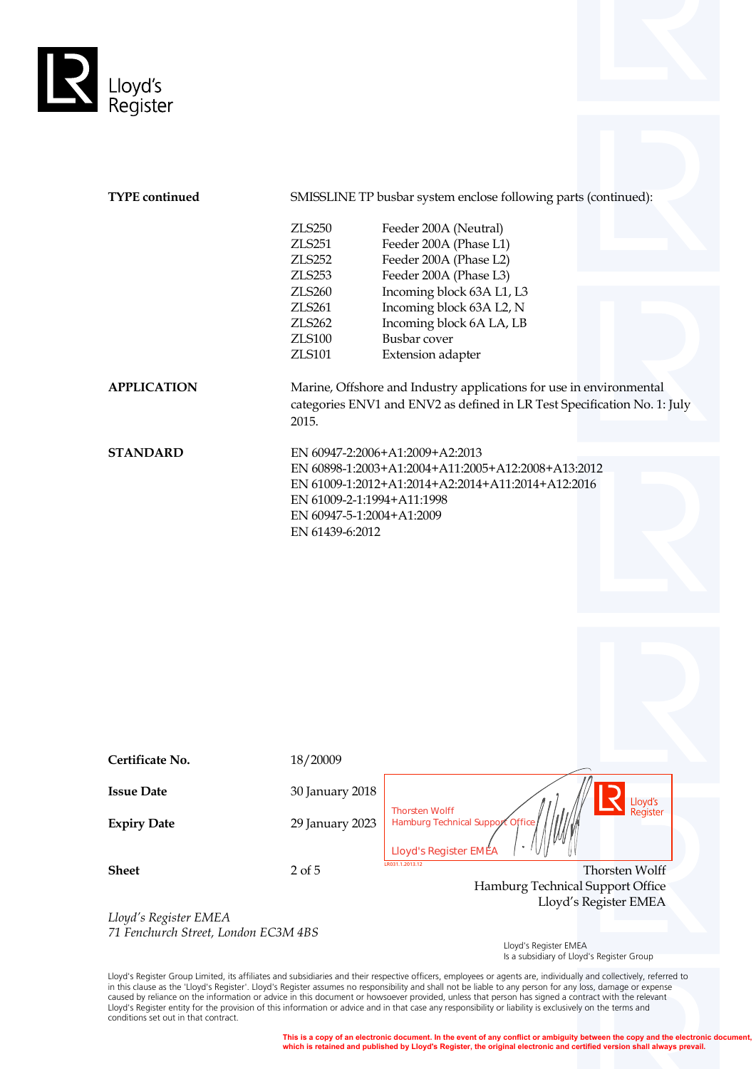Lloyd's Register

**TYPE continued**

SMISSLINE TP busbar system enclose following parts (continued):

| | |
|---|---|
| ZLS250 | Feeder 200A (Neutral) |
| ZLS251 | Feeder 200A (Phase L1) |
| ZLS252 | Feeder 200A (Phase L2) |
| ZLS253 | Feeder 200A (Phase L3) |
| ZLS260 | Incoming block 63A L1, L3 |
| ZLS261 | Incoming block 63A L2, N |
| ZLS262 | Incoming block 6A LA, LB |
| ZLS100 | Busbar cover |
| ZLS101 | Extension adapter |

**APPLICATION**

Marine, Offshore and Industry applications for use in environmental categories ENV1 and ENV2 as defined in LR Test Specification No. 1: July 2015.

**STANDARD**

EN 60947-2:2006+A1:2009+A2:2013
EN 60898-1:2003+A1:2004+A11:2005+A12:2008+A13:2012
EN 61009-1:2012+A1:2014+A2:2014+A11:2014+A12:2016
EN 61009-2-1:1994+A11:1998
EN 60947-5-1:2004+A1:2009
EN 61439-6:2012

**Certificate No.** 18/20009

**Issue Date** 30 January 2018

**Expiry Date** 29 January 2023

**Sheet** 2 of 5

Thorsten Wolff
Hamburg Technical Support Office
Lloyd's Register EMEA

LR031.1.2013.12

Thorsten Wolff
Hamburg Technical Support Office
Lloyd's Register EMEA

*Lloyd's Register EMEA*
*71 Fenchurch Street, London EC3M 4BS*

Lloyd's Register EMEA
Is a subsidiary of Lloyd's Register Group

Lloyd's Register Group Limited, its affiliates and subsidiaries and their respective officers, employees or agents are, individually and collectively, referred to in this clause as the 'Lloyd's Register'. Lloyd's Register assumes no responsibility and shall not be liable to any person for any loss, damage or expense caused by reliance on the information or advice in this document or howsoever provided, unless that person has signed a contract with the relevant Lloyd's Register entity for the provision of this information or advice and in that case any responsibility or liability is exclusively on the terms and conditions set out in that contract.

**This is a copy of an electronic document. In the event of any conflict or ambiguity between the copy and the electronic document, which is retained and published by Lloyd's Register, the original electronic and certified version shall always prevail.**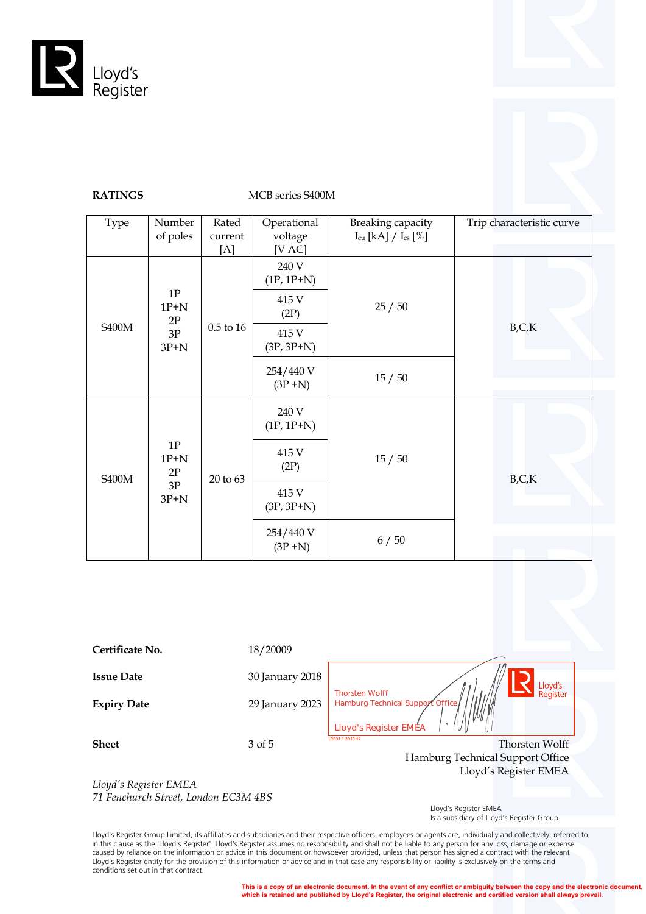Lloyd's Register

**RATINGS** MCB series S400M

| Type | Number of poles | Rated current [A] | Operational voltage [V AC] | Breaking capacity $I_{cu}$ [kA] / $I_{cs}$ [%] | Trip characteristic curve |
|---|---|---|---|---|---|
| S400M | 1P 1P+N 2P 3P 3P+N | 0.5 to 16 | 240 V (1P, 1P+N) | 25 / 50 | B,C,K |
| | | | 415 V (2P) | | |
| | | | 415 V (3P, 3P+N) | | |
| | | | 254/440 V (3P +N) | 15 / 50 | |
| S400M | 1P 1P+N 2P 3P 3P+N | 20 to 63 | 240 V (1P, 1P+N) | 15 / 50 | B,C,K |
| | | | 415 V (2P) | | |
| | | | 415 V (3P, 3P+N) | | |
| | | | 254/440 V (3P +N) | 6 / 50 | |

**Certificate No.** 18/20009

**Issue Date** 30 January 2018

**Expiry Date** 29 January 2023

**Sheet** 3 of 5

Thorsten Wolff
Hamburg Technical Support Office
Lloyd's Register EMEA

LR031.1.2013.12

Thorsten Wolff
Hamburg Technical Support Office
Lloyd's Register EMEA

*Lloyd's Register EMEA*
*71 Fenchurch Street, London EC3M 4BS*

Lloyd's Register EMEA
Is a subsidiary of Lloyd's Register Group

Lloyd's Register Group Limited, its affiliates and subsidiaries and their respective officers, employees or agents are, individually and collectively, referred to in this clause as the 'Lloyd's Register'. Lloyd's Register assumes no responsibility and shall not be liable to any person for any loss, damage or expense caused by reliance on the information or advice in this document or howsoever provided, unless that person has signed a contract with the relevant Lloyd's Register entity for the provision of this information or advice and in that case any responsibility or liability is exclusively on the terms and conditions set out in that contract.

**This is a copy of an electronic document. In the event of any conflict or ambiguity between the copy and the electronic document, which is retained and published by Lloyd's Register, the original electronic and certified version shall always prevail.**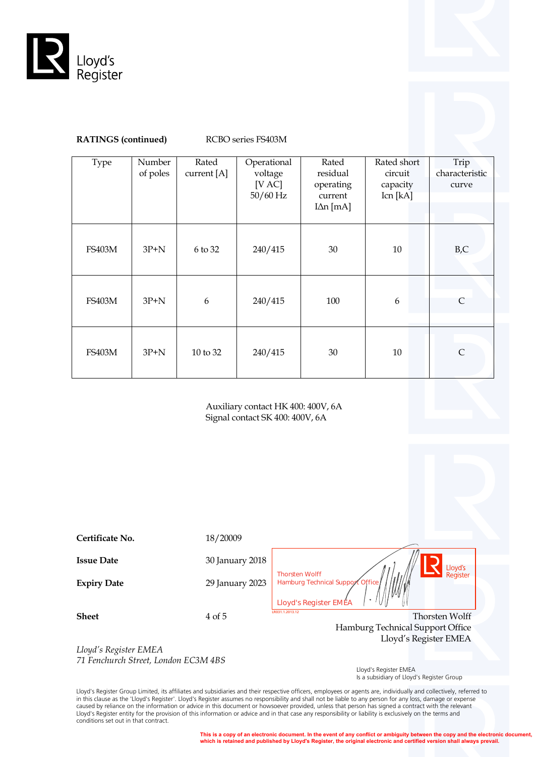Lloyd's Register

**RATINGS (continued)** RCBO series FS403M

| Type | Number of poles | Rated current [A] | Operational voltage [V AC] 50/60 Hz | Rated residual operating current IΔn [mA] | Rated short circuit capacity Icn [kA] | Trip characteristic curve |
|---|---|---|---|---|---|---|
| FS403M | 3P+N | 6 to 32 | 240/415 | 30 | 10 | B,C |
| FS403M | 3P+N | 6 | 240/415 | 100 | 6 | C |
| FS403M | 3P+N | 10 to 32 | 240/415 | 30 | 10 | C |

Auxiliary contact HK 400: 400V, 6A
Signal contact SK 400: 400V, 6A

**Certificate No.** 18/20009

**Issue Date** 30 January 2018

**Expiry Date** 29 January 2023

**Sheet** 4 of 5

Thorsten Wolff
Hamburg Technical Support Office
Lloyd's Register EMEA

LR031.1.2013.12

Thorsten Wolff
Hamburg Technical Support Office
Lloyd's Register EMEA

*Lloyd's Register EMEA*
*71 Fenchurch Street, London EC3M 4BS*

Lloyd's Register EMEA
Is a subsidiary of Lloyd's Register Group

Lloyd's Register Group Limited, its affiliates and subsidiaries and their respective officers, employees or agents are, individually and collectively, referred to in this clause as the 'Lloyd's Register'. Lloyd's Register assumes no responsibility and shall not be liable to any person for any loss, damage or expense caused by reliance on the information or advice in this document or howsoever provided, unless that person has signed a contract with the relevant Lloyd's Register entity for the provision of this information or advice and in that case any responsibility or liability is exclusively on the terms and conditions set out in that contract.

**This is a copy of an electronic document. In the event of any conflict or ambiguity between the copy and the electronic document, which is retained and published by Lloyd's Register, the original electronic and certified version shall always prevail.**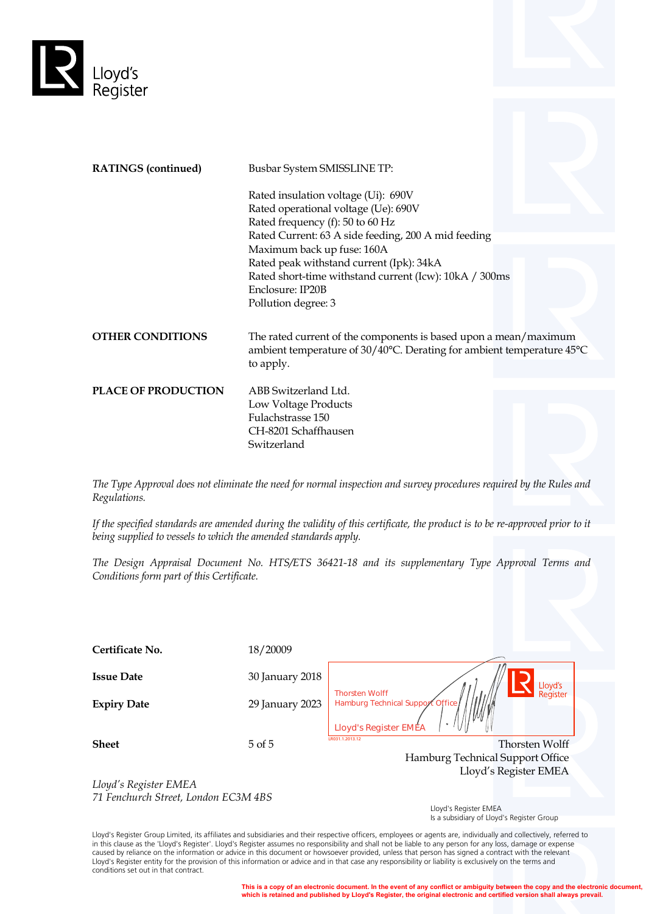Lloyd's Register

| | |
|---|---|
| **RATINGS (continued)** | Busbar System SMISSLINE TP: |
| | Rated insulation voltage (Ui): 690V<br>Rated operational voltage (Ue): 690V<br>Rated frequency (f): 50 to 60 Hz<br>Rated Current: 63 A side feeding, 200 A mid feeding<br>Maximum back up fuse: 160A<br>Rated peak withstand current (Ipk): 34kA<br>Rated short-time withstand current (Icw): 10kA / 300ms<br>Enclosure: IP20B<br>Pollution degree: 3 |
| **OTHER CONDITIONS** | The rated current of the components is based upon a mean/maximum ambient temperature of 30/40°C. Derating for ambient temperature 45°C to apply. |
| **PLACE OF PRODUCTION** | ABB Switzerland Ltd.<br>Low Voltage Products<br>Fulachstrasse 150<br>CH-8201 Schaffhausen<br>Switzerland |

*The Type Approval does not eliminate the need for normal inspection and survey procedures required by the Rules and Regulations.*

*If the specified standards are amended during the validity of this certificate, the product is to be re-approved prior to it being supplied to vessels to which the amended standards apply.*

*The Design Appraisal Document No. HTS/ETS 36421-18 and its supplementary Type Approval Terms and Conditions form part of this Certificate.*

| | |
|---|---|
| **Certificate No.** | 18/20009 |
| **Issue Date** | 30 January 2018 |
| **Expiry Date** | 29 January 2023 |
| **Sheet** | 5 of 5 |

Thorsten Wolff
Hamburg Technical Support Office
Lloyd's Register EMEA

LR031.1.2013.12

Thorsten Wolff
Hamburg Technical Support Office
Lloyd's Register EMEA

*Lloyd's Register EMEA*
*71 Fenchurch Street, London EC3M 4BS*

Lloyd's Register EMEA
Is a subsidiary of Lloyd's Register Group

Lloyd's Register Group Limited, its affiliates and subsidiaries and their respective officers, employees or agents are, individually and collectively, referred to in this clause as the 'Lloyd's Register'. Lloyd's Register assumes no responsibility and shall not be liable to any person for any loss, damage or expense caused by reliance on the information or advice in this document or howsoever provided, unless that person has signed a contract with the relevant Lloyd's Register entity for the provision of this information or advice and in that case any responsibility or liability is exclusively on the terms and conditions set out in that contract.

**This is a copy of an electronic document. In the event of any conflict or ambiguity between the copy and the electronic document, which is retained and published by Lloyd's Register, the original electronic and certified version shall always prevail.**